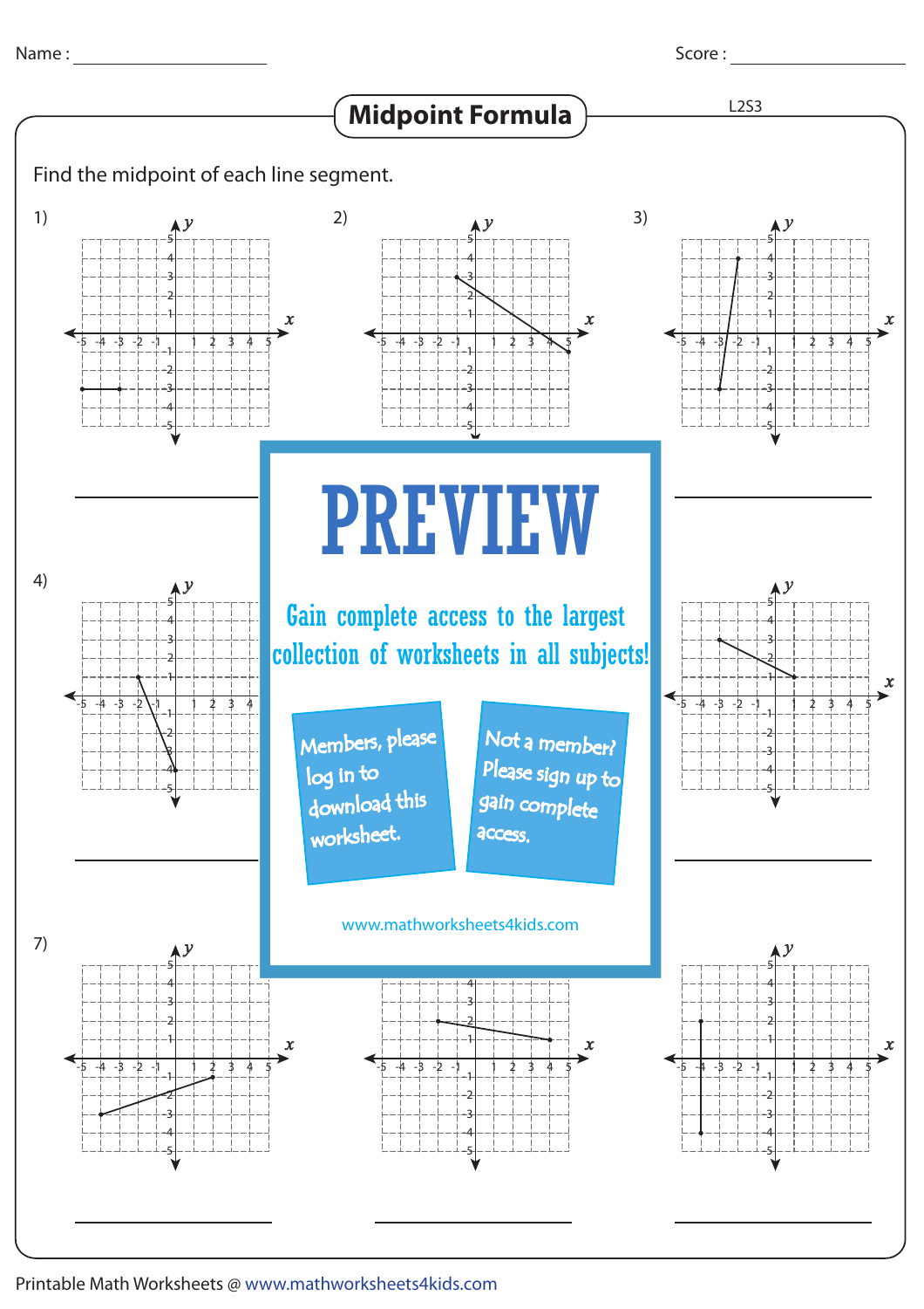Name : ____________________ Score : ____________________

# Midpoint Formula

L2S3

Find the midpoint of each line segment.

1) ____________________

2) ____________________

3) ____________________

4) ____________________

5) ____________________

6) ____________________

7) ____________________

8) ____________________

9) ____________________

**PREVIEW**

Gain complete access to the largest collection of worksheets in all subjects!

Members, please log in to download this worksheet.

Not a member? Please sign up to gain complete access.

www.mathworksheets4kids.com

Printable Math Worksheets @ www.mathworksheets4kids.com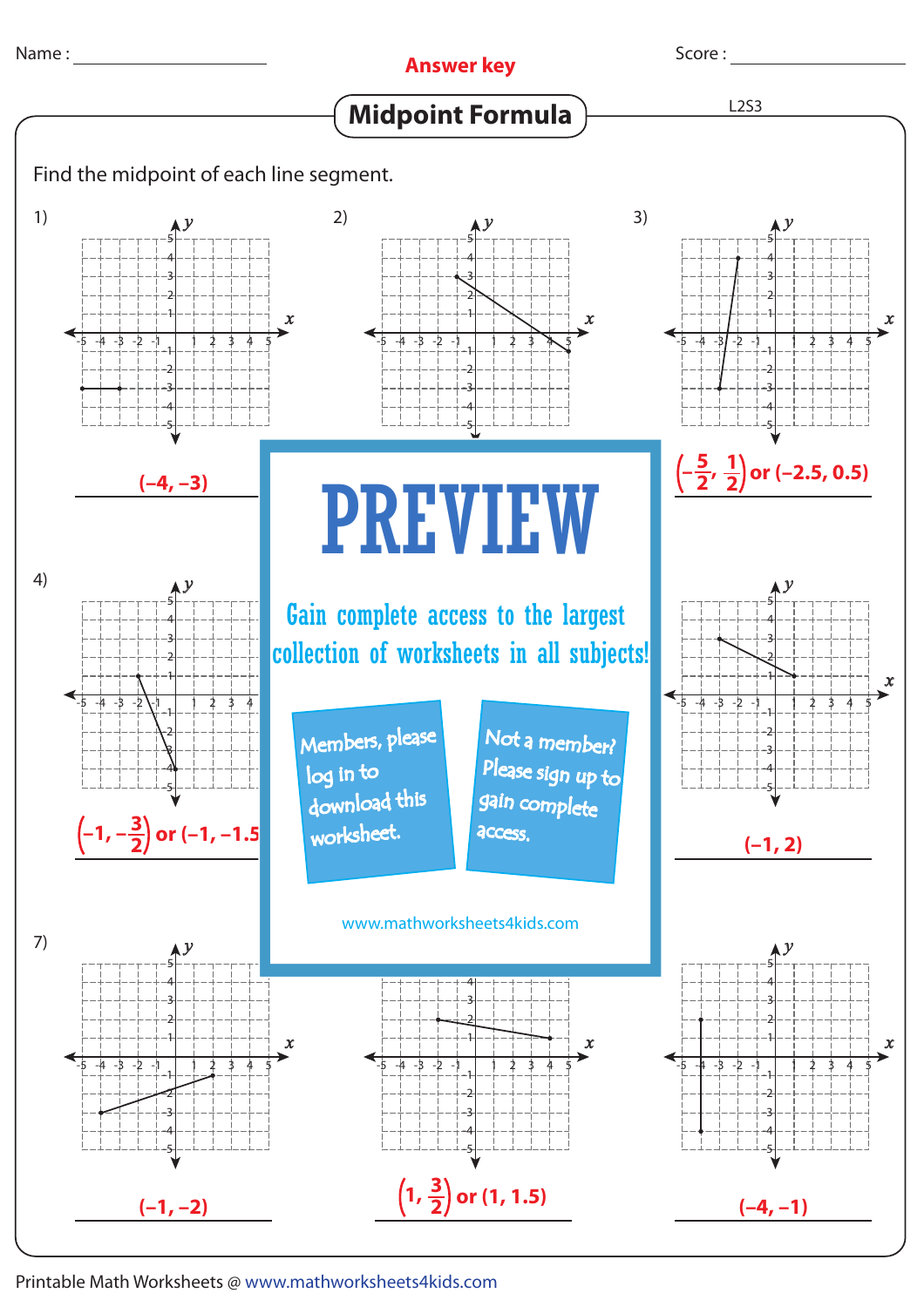Name : \_\_\_\_\_\_\_\_\_\_\_\_\_\_\_\_ Score : \_\_\_\_\_\_\_\_\_\_\_\_\_\_\_\_

**Answer key**

# Midpoint Formula

L2S3

Find the midpoint of each line segment.

1)

$(-4, -3)$

2)

3)

$\left(-\frac{5}{2}, \frac{1}{2}\right)$ or $(-2.5, 0.5)$

4)

$\left(-1, -\frac{3}{2}\right)$ or $(-1, -1.5$

6)

$(-1, 2)$

7)

$(-1, -2)$

8)

$\left(1, \frac{3}{2}\right)$ or $(1, 1.5)$

9)

$(-4, -1)$

PREVIEW

Gain complete access to the largest collection of worksheets in all subjects!

Members, please log in to download this worksheet.

Not a member? Please sign up to gain complete access.

www.mathworksheets4kids.com

Printable Math Worksheets @ www.mathworksheets4kids.com